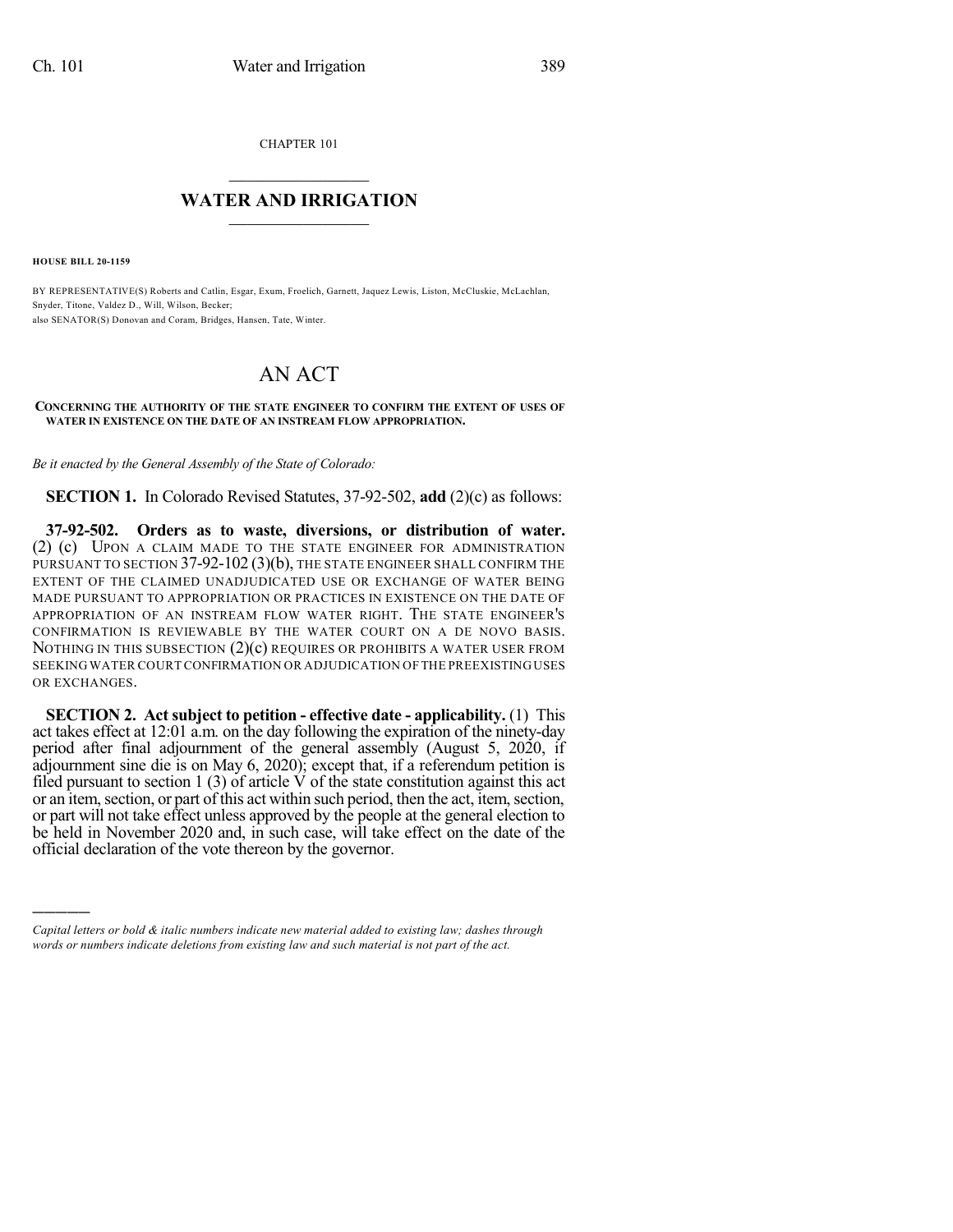CHAPTER 101

# WATER AND IRRIGATION

**HOUSE BILL 20-1159**

BY REPRESENTATIVE(S) Roberts and Catlin, Esgar, Exum, Froelich, Garnett, Jaquez Lewis, Liston, McCluskie, McLachlan, Snyder, Titone, Valdez D., Will, Wilson, Becker;
also SENATOR(S) Donovan and Coram, Bridges, Hansen, Tate, Winter.

# AN ACT

**CONCERNING THE AUTHORITY OF THE STATE ENGINEER TO CONFIRM THE EXTENT OF USES OF WATER IN EXISTENCE ON THE DATE OF AN INSTREAM FLOW APPROPRIATION.**

*Be it enacted by the General Assembly of the State of Colorado:*

**SECTION 1.** In Colorado Revised Statutes, 37-92-502, **add** (2)(c) as follows:

**37-92-502. Orders as to waste, diversions, or distribution of water.** (2) (c) UPON A CLAIM MADE TO THE STATE ENGINEER FOR ADMINISTRATION PURSUANT TO SECTION 37-92-102 (3)(b), THE STATE ENGINEER SHALL CONFIRM THE EXTENT OF THE CLAIMED UNADJUDICATED USE OR EXCHANGE OF WATER BEING MADE PURSUANT TO APPROPRIATION OR PRACTICES IN EXISTENCE ON THE DATE OF APPROPRIATION OF AN INSTREAM FLOW WATER RIGHT. THE STATE ENGINEER'S CONFIRMATION IS REVIEWABLE BY THE WATER COURT ON A DE NOVO BASIS. NOTHING IN THIS SUBSECTION (2)(c) REQUIRES OR PROHIBITS A WATER USER FROM SEEKING WATER COURT CONFIRMATION OR ADJUDICATION OF THE PREEXISTING USES OR EXCHANGES.

**SECTION 2. Act subject to petition - effective date - applicability.** (1) This act takes effect at 12:01 a.m. on the day following the expiration of the ninety-day period after final adjournment of the general assembly (August 5, 2020, if adjournment sine die is on May 6, 2020); except that, if a referendum petition is filed pursuant to section 1 (3) of article V of the state constitution against this act or an item, section, or part of this act within such period, then the act, item, section, or part will not take effect unless approved by the people at the general election to be held in November 2020 and, in such case, will take effect on the date of the official declaration of the vote thereon by the governor.

---

*Capital letters or bold & italic numbers indicate new material added to existing law; dashes through words or numbers indicate deletions from existing law and such material is not part of the act.*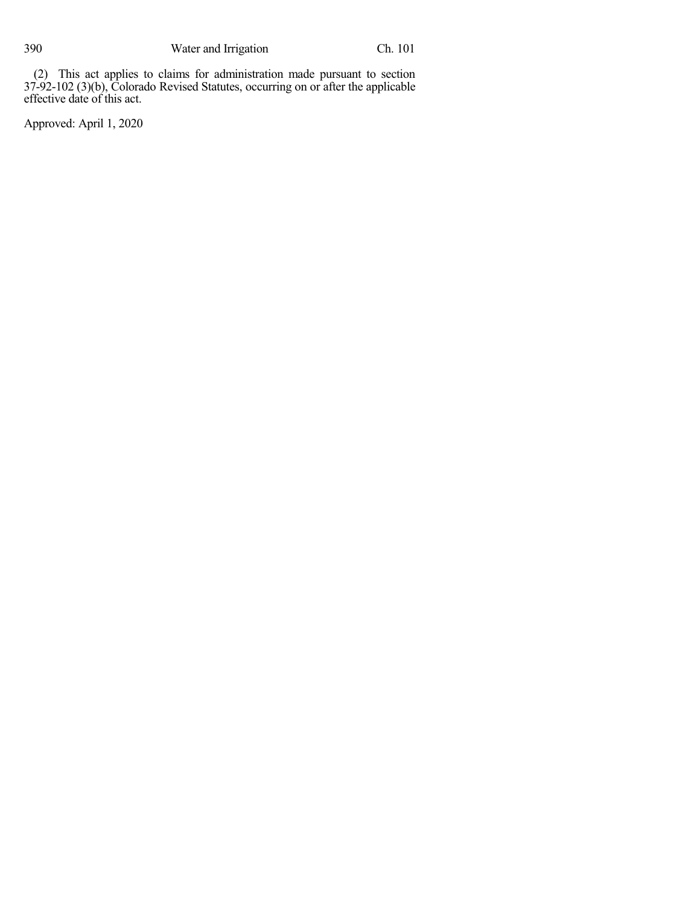(2) This act applies to claims for administration made pursuant to section 37-92-102 (3)(b), Colorado Revised Statutes, occurring on or after the applicable effective date of this act.

Approved: April 1, 2020